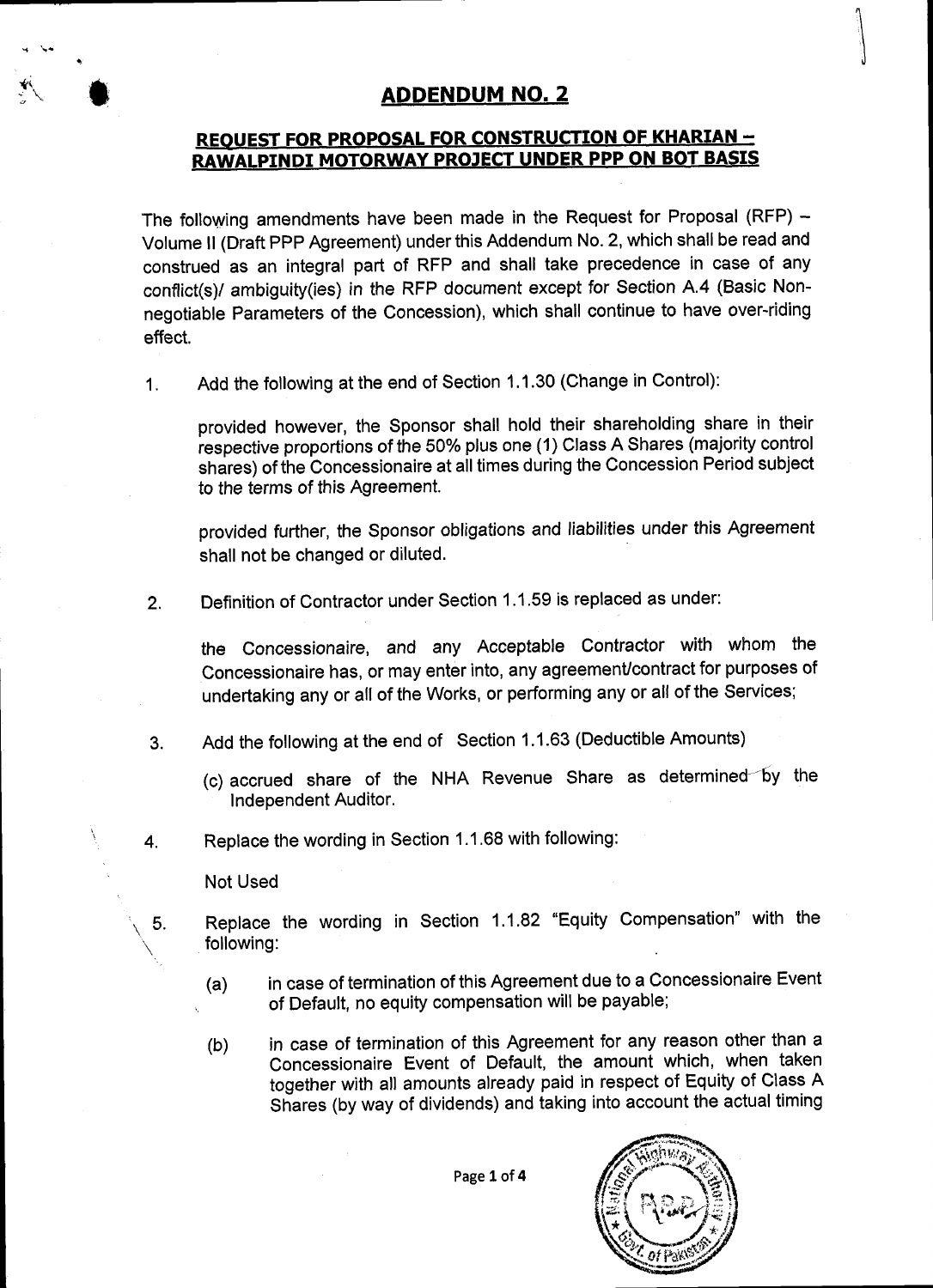# ADDENDUM NO. 2

## REQUEST FOR PROPOSAL FOR CONSTRUCTION OF KHARIAN – RAWALPINDI MOTORWAY PROJECT UNDER PPP ON BOT BASIS

The following amendments have been made in the Request for Proposal (RFP) – Volume II (Draft PPP Agreement) under this Addendum No. 2, which shall be read and construed as an integral part of RFP and shall take precedence in case of any conflict(s)/ ambiguity(ies) in the RFP document except for Section A.4 (Basic Non-negotiable Parameters of the Concession), which shall continue to have over-riding effect.

1. Add the following at the end of Section 1.1.30 (Change in Control):

   provided however, the Sponsor shall hold their shareholding share in their respective proportions of the 50% plus one (1) Class A Shares (majority control shares) of the Concessionaire at all times during the Concession Period subject to the terms of this Agreement.

   provided further, the Sponsor obligations and liabilities under this Agreement shall not be changed or diluted.

2. Definition of Contractor under Section 1.1.59 is replaced as under:

   the Concessionaire, and any Acceptable Contractor with whom the Concessionaire has, or may enter into, any agreement/contract for purposes of undertaking any or all of the Works, or performing any or all of the Services;

3. Add the following at the end of Section 1.1.63 (Deductible Amounts)

   (c) accrued share of the NHA Revenue Share as determined by the Independent Auditor.

4. Replace the wording in Section 1.1.68 with following:

   Not Used

5. Replace the wording in Section 1.1.82 "Equity Compensation" with the following:

   (a) in case of termination of this Agreement due to a Concessionaire Event of Default, no equity compensation will be payable;

   (b) in case of termination of this Agreement for any reason other than a Concessionaire Event of Default, the amount which, when taken together with all amounts already paid in respect of Equity of Class A Shares (by way of dividends) and taking into account the actual timing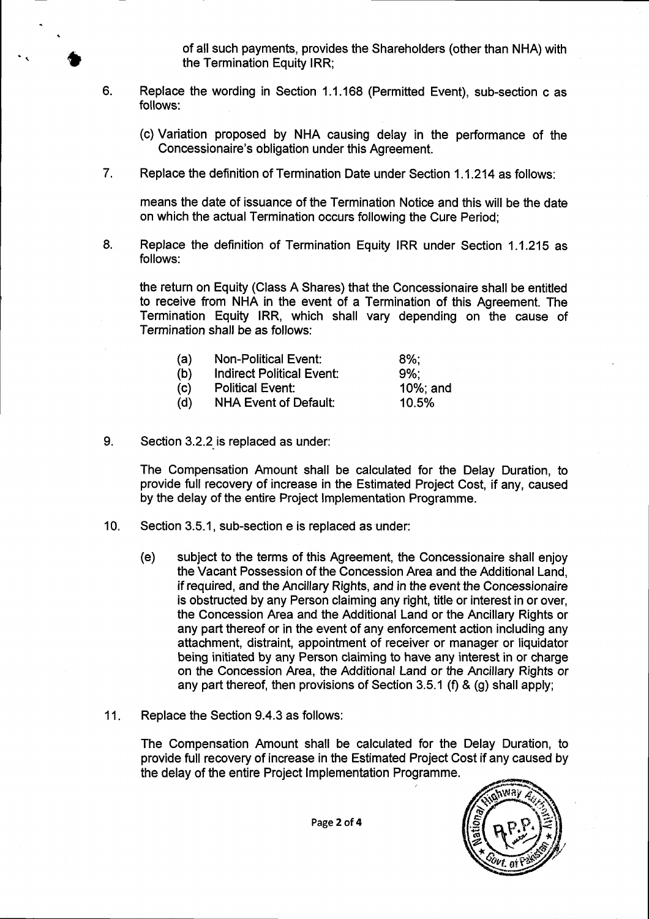of all such payments, provides the Shareholders (other than NHA) with the Termination Equity IRR;

6. Replace the wording in Section 1.1.168 (Permitted Event), sub-section c as follows:

   (c) Variation proposed by NHA causing delay in the performance of the Concessionaire's obligation under this Agreement.

7. Replace the definition of Termination Date under Section 1.1.214 as follows:

   means the date of issuance of the Termination Notice and this will be the date on which the actual Termination occurs following the Cure Period;

8. Replace the definition of Termination Equity IRR under Section 1.1.215 as follows:

   the return on Equity (Class A Shares) that the Concessionaire shall be entitled to receive from NHA in the event of a Termination of this Agreement. The Termination Equity IRR, which shall vary depending on the cause of Termination shall be as follows:

   | | | |
   |---|---|---|
   | (a) | Non-Political Event: | 8%; |
   | (b) | Indirect Political Event: | 9%; |
   | (c) | Political Event: | 10%; and |
   | (d) | NHA Event of Default: | 10.5% |

9. Section 3.2.2 is replaced as under:

   The Compensation Amount shall be calculated for the Delay Duration, to provide full recovery of increase in the Estimated Project Cost, if any, caused by the delay of the entire Project Implementation Programme.

10. Section 3.5.1, sub-section e is replaced as under:

    (e) subject to the terms of this Agreement, the Concessionaire shall enjoy the Vacant Possession of the Concession Area and the Additional Land, if required, and the Ancillary Rights, and in the event the Concessionaire is obstructed by any Person claiming any right, title or interest in or over, the Concession Area and the Additional Land or the Ancillary Rights or any part thereof or in the event of any enforcement action including any attachment, distraint, appointment of receiver or manager or liquidator being initiated by any Person claiming to have any interest in or charge on the Concession Area, the Additional Land or the Ancillary Rights or any part thereof, then provisions of Section 3.5.1 (f) & (g) shall apply;

11. Replace the Section 9.4.3 as follows:

    The Compensation Amount shall be calculated for the Delay Duration, to provide full recovery of increase in the Estimated Project Cost if any caused by the delay of the entire Project Implementation Programme.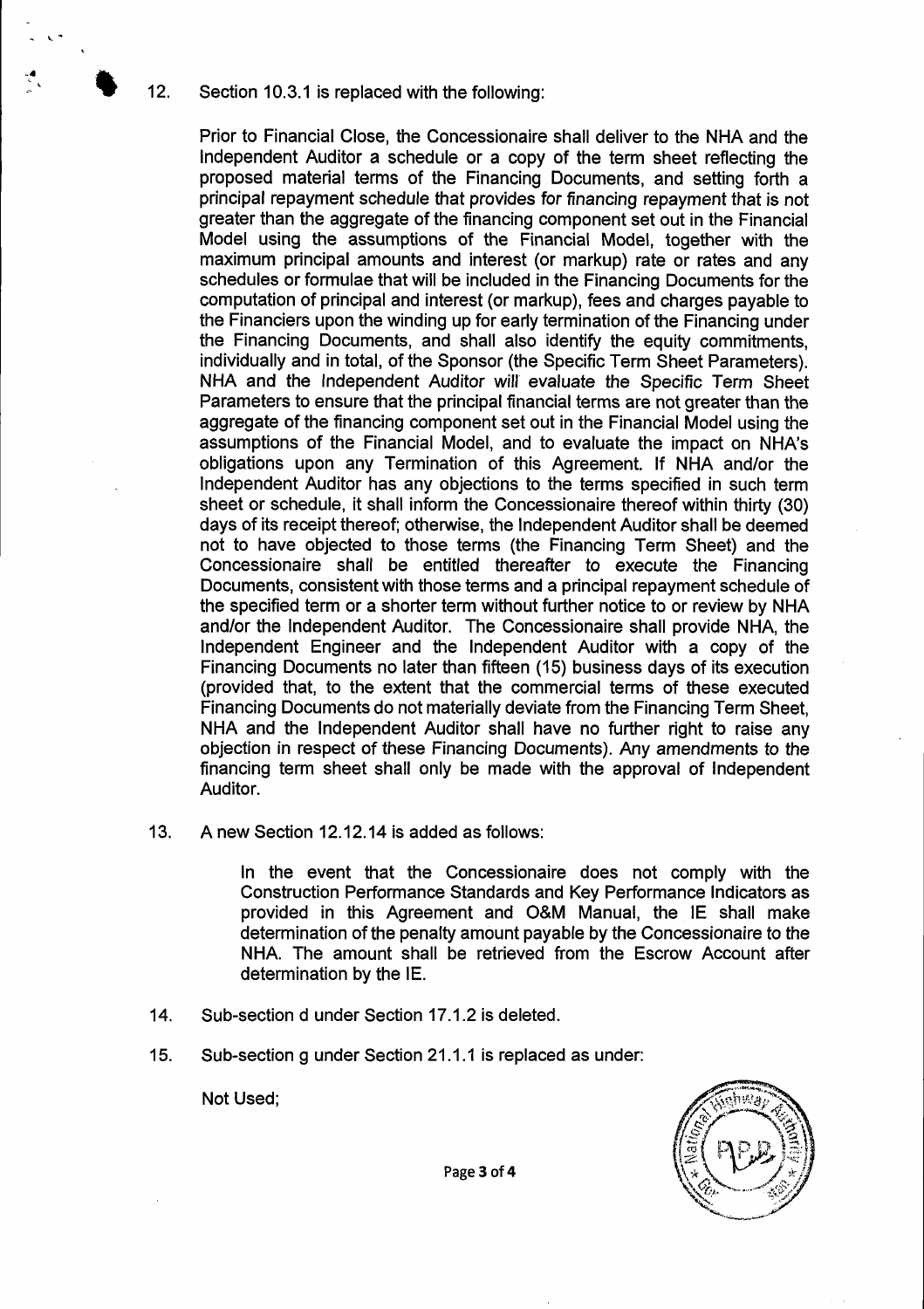12. Section 10.3.1 is replaced with the following:

    Prior to Financial Close, the Concessionaire shall deliver to the NHA and the Independent Auditor a schedule or a copy of the term sheet reflecting the proposed material terms of the Financing Documents, and setting forth a principal repayment schedule that provides for financing repayment that is not greater than the aggregate of the financing component set out in the Financial Model using the assumptions of the Financial Model, together with the maximum principal amounts and interest (or markup) rate or rates and any schedules or formulae that will be included in the Financing Documents for the computation of principal and interest (or markup), fees and charges payable to the Financiers upon the winding up for early termination of the Financing under the Financing Documents, and shall also identify the equity commitments, individually and in total, of the Sponsor (the Specific Term Sheet Parameters). NHA and the Independent Auditor will evaluate the Specific Term Sheet Parameters to ensure that the principal financial terms are not greater than the aggregate of the financing component set out in the Financial Model using the assumptions of the Financial Model, and to evaluate the impact on NHA's obligations upon any Termination of this Agreement. If NHA and/or the Independent Auditor has any objections to the terms specified in such term sheet or schedule, it shall inform the Concessionaire thereof within thirty (30) days of its receipt thereof; otherwise, the Independent Auditor shall be deemed not to have objected to those terms (the Financing Term Sheet) and the Concessionaire shall be entitled thereafter to execute the Financing Documents, consistent with those terms and a principal repayment schedule of the specified term or a shorter term without further notice to or review by NHA and/or the Independent Auditor. The Concessionaire shall provide NHA, the Independent Engineer and the Independent Auditor with a copy of the Financing Documents no later than fifteen (15) business days of its execution (provided that, to the extent that the commercial terms of these executed Financing Documents do not materially deviate from the Financing Term Sheet, NHA and the Independent Auditor shall have no further right to raise any objection in respect of these Financing Documents). Any amendments to the financing term sheet shall only be made with the approval of Independent Auditor.

13. A new Section 12.12.14 is added as follows:

    In the event that the Concessionaire does not comply with the Construction Performance Standards and Key Performance Indicators as provided in this Agreement and O&M Manual, the IE shall make determination of the penalty amount payable by the Concessionaire to the NHA. The amount shall be retrieved from the Escrow Account after determination by the IE.

14. Sub-section d under Section 17.1.2 is deleted.

15. Sub-section g under Section 21.1.1 is replaced as under:

    Not Used;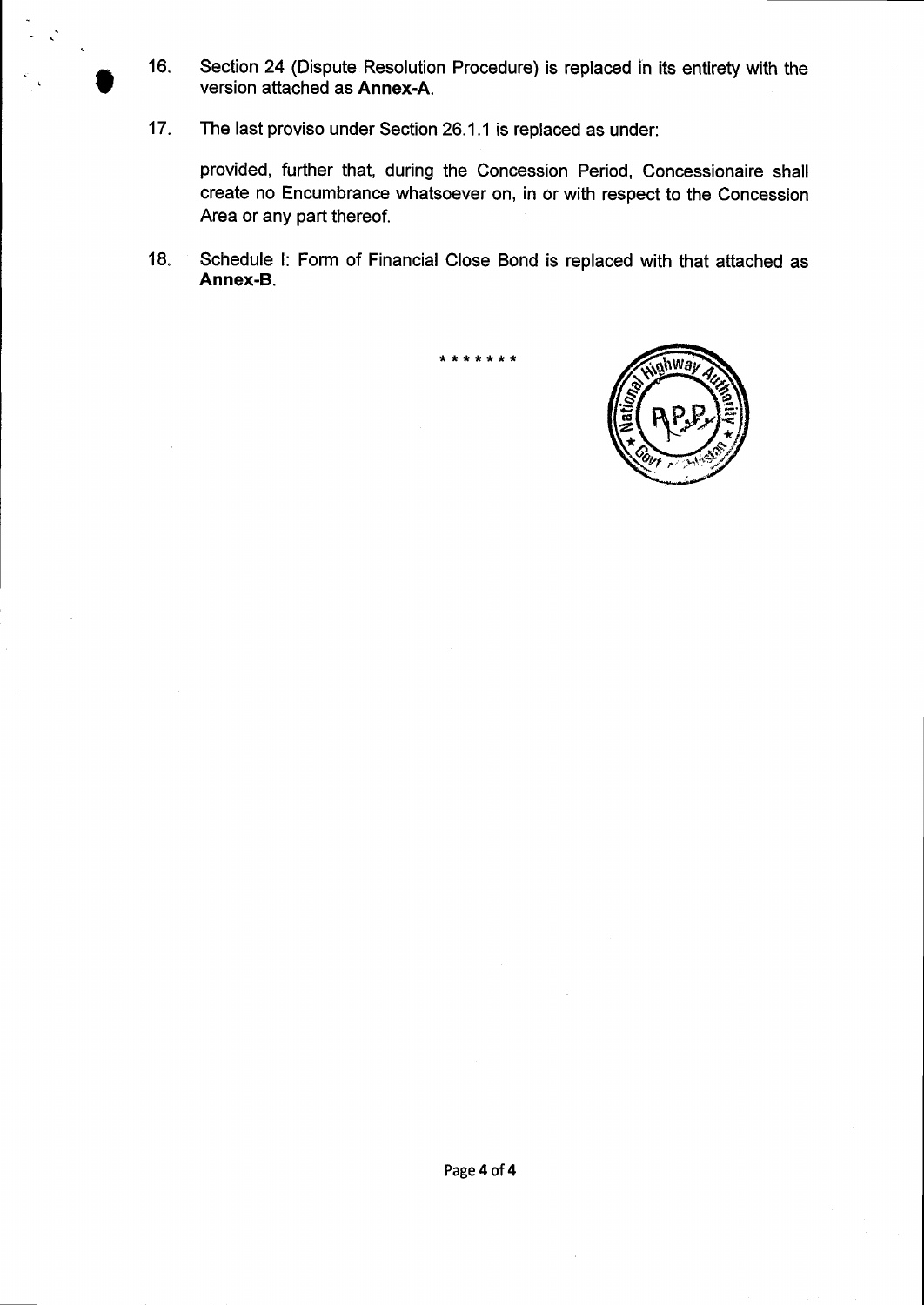16. Section 24 (Dispute Resolution Procedure) is replaced in its entirety with the version attached as **Annex-A**.

17. The last proviso under Section 26.1.1 is replaced as under:

    provided, further that, during the Concession Period, Concessionaire shall create no Encumbrance whatsoever on, in or with respect to the Concession Area or any part thereof.

18. Schedule I: Form of Financial Close Bond is replaced with that attached as **Annex-B**.

*******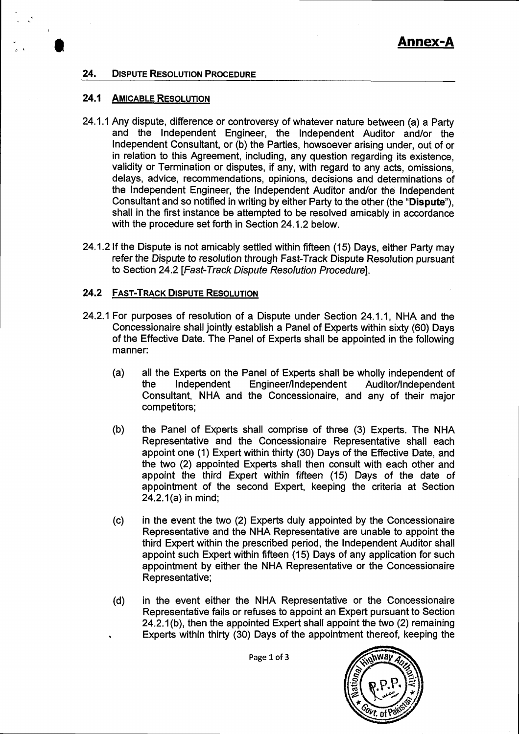**Annex-A**

## 24. DISPUTE RESOLUTION PROCEDURE

### 24.1 AMICABLE RESOLUTION

24.1.1 Any dispute, difference or controversy of whatever nature between (a) a Party and the Independent Engineer, the Independent Auditor and/or the Independent Consultant, or (b) the Parties, howsoever arising under, out of or in relation to this Agreement, including, any question regarding its existence, validity or Termination or disputes, if any, with regard to any acts, omissions, delays, advice, recommendations, opinions, decisions and determinations of the Independent Engineer, the Independent Auditor and/or the Independent Consultant and so notified in writing by either Party to the other (the "**Dispute**"), shall in the first instance be attempted to be resolved amicably in accordance with the procedure set forth in Section 24.1.2 below.

24.1.2 If the Dispute is not amicably settled within fifteen (15) Days, either Party may refer the Dispute to resolution through Fast-Track Dispute Resolution pursuant to Section 24.2 [*Fast-Track Dispute Resolution Procedure*].

### 24.2 FAST-TRACK DISPUTE RESOLUTION

24.2.1 For purposes of resolution of a Dispute under Section 24.1.1, NHA and the Concessionaire shall jointly establish a Panel of Experts within sixty (60) Days of the Effective Date. The Panel of Experts shall be appointed in the following manner:

(a) all the Experts on the Panel of Experts shall be wholly independent of the Independent Engineer/Independent Auditor/Independent Consultant, NHA and the Concessionaire, and any of their major competitors;

(b) the Panel of Experts shall comprise of three (3) Experts. The NHA Representative and the Concessionaire Representative shall each appoint one (1) Expert within thirty (30) Days of the Effective Date, and the two (2) appointed Experts shall then consult with each other and appoint the third Expert within fifteen (15) Days of the date of appointment of the second Expert, keeping the criteria at Section 24.2.1(a) in mind;

(c) in the event the two (2) Experts duly appointed by the Concessionaire Representative and the NHA Representative are unable to appoint the third Expert within the prescribed period, the Independent Auditor shall appoint such Expert within fifteen (15) Days of any application for such appointment by either the NHA Representative or the Concessionaire Representative;

(d) in the event either the NHA Representative or the Concessionaire Representative fails or refuses to appoint an Expert pursuant to Section 24.2.1(b), then the appointed Expert shall appoint the two (2) remaining Experts within thirty (30) Days of the appointment thereof, keeping the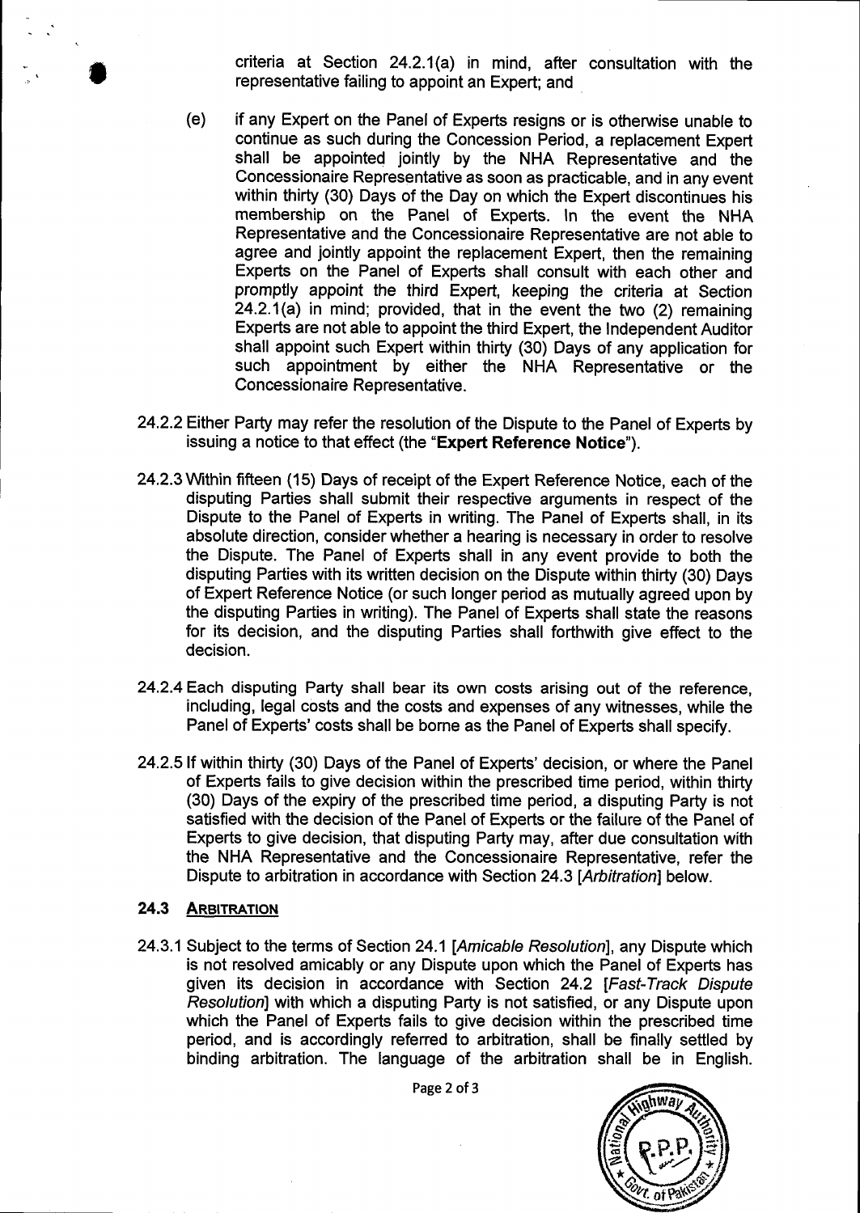criteria at Section 24.2.1(a) in mind, after consultation with the representative failing to appoint an Expert; and

(e) if any Expert on the Panel of Experts resigns or is otherwise unable to continue as such during the Concession Period, a replacement Expert shall be appointed jointly by the NHA Representative and the Concessionaire Representative as soon as practicable, and in any event within thirty (30) Days of the Day on which the Expert discontinues his membership on the Panel of Experts. In the event the NHA Representative and the Concessionaire Representative are not able to agree and jointly appoint the replacement Expert, then the remaining Experts on the Panel of Experts shall consult with each other and promptly appoint the third Expert, keeping the criteria at Section 24.2.1(a) in mind; provided, that in the event the two (2) remaining Experts are not able to appoint the third Expert, the Independent Auditor shall appoint such Expert within thirty (30) Days of any application for such appointment by either the NHA Representative or the Concessionaire Representative.

24.2.2 Either Party may refer the resolution of the Dispute to the Panel of Experts by issuing a notice to that effect (the "**Expert Reference Notice**").

24.2.3 Within fifteen (15) Days of receipt of the Expert Reference Notice, each of the disputing Parties shall submit their respective arguments in respect of the Dispute to the Panel of Experts in writing. The Panel of Experts shall, in its absolute direction, consider whether a hearing is necessary in order to resolve the Dispute. The Panel of Experts shall in any event provide to both the disputing Parties with its written decision on the Dispute within thirty (30) Days of Expert Reference Notice (or such longer period as mutually agreed upon by the disputing Parties in writing). The Panel of Experts shall state the reasons for its decision, and the disputing Parties shall forthwith give effect to the decision.

24.2.4 Each disputing Party shall bear its own costs arising out of the reference, including, legal costs and the costs and expenses of any witnesses, while the Panel of Experts' costs shall be borne as the Panel of Experts shall specify.

24.2.5 If within thirty (30) Days of the Panel of Experts' decision, or where the Panel of Experts fails to give decision within the prescribed time period, within thirty (30) Days of the expiry of the prescribed time period, a disputing Party is not satisfied with the decision of the Panel of Experts or the failure of the Panel of Experts to give decision, that disputing Party may, after due consultation with the NHA Representative and the Concessionaire Representative, refer the Dispute to arbitration in accordance with Section 24.3 [*Arbitration*] below.

### 24.3 ARBITRATION

24.3.1 Subject to the terms of Section 24.1 [*Amicable Resolution*], any Dispute which is not resolved amicably or any Dispute upon which the Panel of Experts has given its decision in accordance with Section 24.2 [*Fast-Track Dispute Resolution*] with which a disputing Party is not satisfied, or any Dispute upon which the Panel of Experts fails to give decision within the prescribed time period, and is accordingly referred to arbitration, shall be finally settled by binding arbitration. The language of the arbitration shall be in English.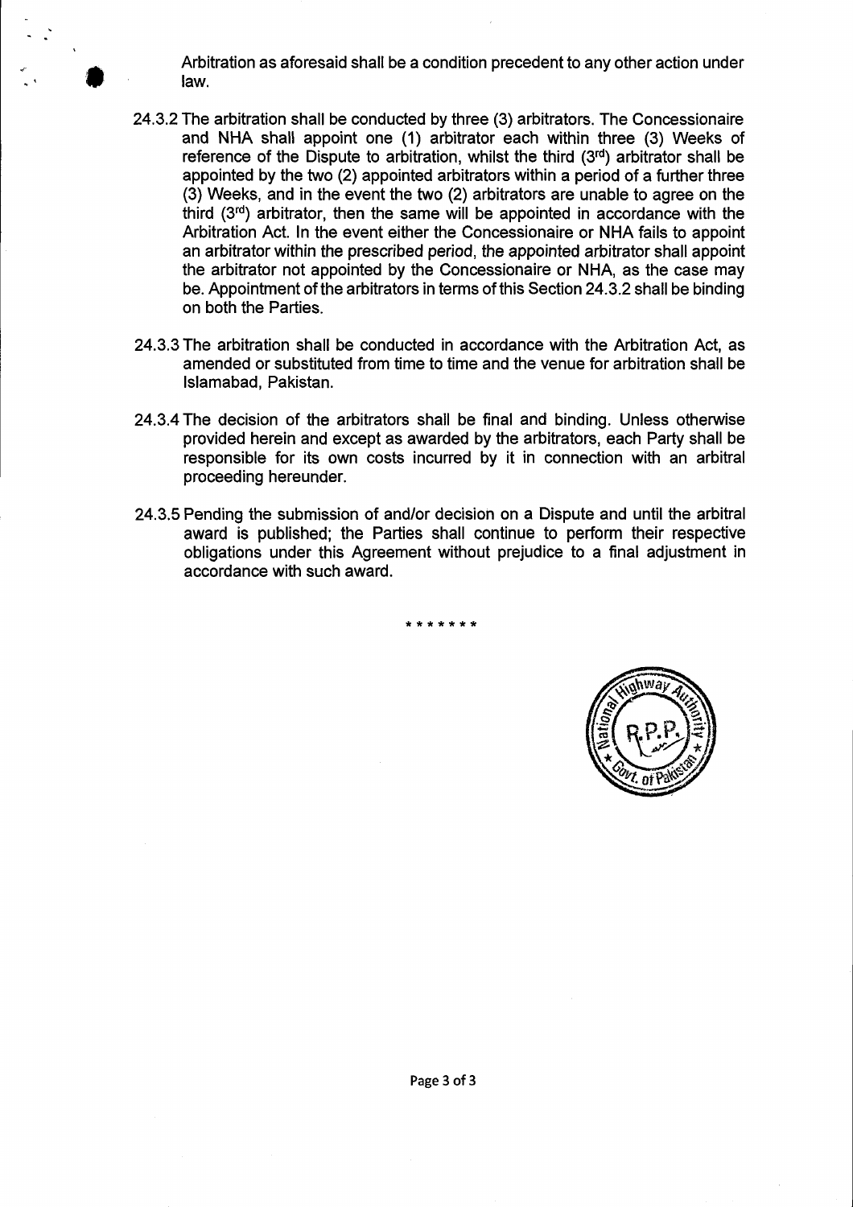Arbitration as aforesaid shall be a condition precedent to any other action under law.

24.3.2 The arbitration shall be conducted by three (3) arbitrators. The Concessionaire and NHA shall appoint one (1) arbitrator each within three (3) Weeks of reference of the Dispute to arbitration, whilst the third (3rd) arbitrator shall be appointed by the two (2) appointed arbitrators within a period of a further three (3) Weeks, and in the event the two (2) arbitrators are unable to agree on the third (3rd) arbitrator, then the same will be appointed in accordance with the Arbitration Act. In the event either the Concessionaire or NHA fails to appoint an arbitrator within the prescribed period, the appointed arbitrator shall appoint the arbitrator not appointed by the Concessionaire or NHA, as the case may be. Appointment of the arbitrators in terms of this Section 24.3.2 shall be binding on both the Parties.

24.3.3 The arbitration shall be conducted in accordance with the Arbitration Act, as amended or substituted from time to time and the venue for arbitration shall be Islamabad, Pakistan.

24.3.4 The decision of the arbitrators shall be final and binding. Unless otherwise provided herein and except as awarded by the arbitrators, each Party shall be responsible for its own costs incurred by it in connection with an arbitral proceeding hereunder.

24.3.5 Pending the submission of and/or decision on a Dispute and until the arbitral award is published; the Parties shall continue to perform their respective obligations under this Agreement without prejudice to a final adjustment in accordance with such award.

*******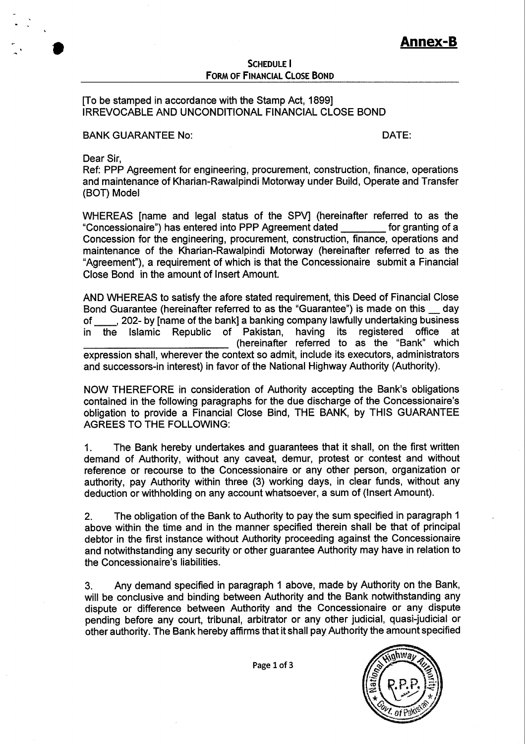# Annex-B

## SCHEDULE I
## FORM OF FINANCIAL CLOSE BOND

[To be stamped in accordance with the Stamp Act, 1899]
IRREVOCABLE AND UNCONDITIONAL FINANCIAL CLOSE BOND

BANK GUARANTEE No: DATE:

Dear Sir,

Ref: PPP Agreement for engineering, procurement, construction, finance, operations and maintenance of Kharian-Rawalpindi Motorway under Build, Operate and Transfer (BOT) Model

WHEREAS [name and legal status of the SPV] (hereinafter referred to as the "Concessionaire") has entered into PPP Agreement dated ________ for granting of a Concession for the engineering, procurement, construction, finance, operations and maintenance of the Kharian-Rawalpindi Motorway (hereinafter referred to as the "Agreement"), a requirement of which is that the Concessionaire submit a Financial Close Bond in the amount of Insert Amount.

AND WHEREAS to satisfy the afore stated requirement, this Deed of Financial Close Bond Guarantee (hereinafter referred to as the "Guarantee") is made on this __ day of ____, 202- by [name of the bank] a banking company lawfully undertaking business in the Islamic Republic of Pakistan, having its registered office at __________________________ (hereinafter referred to as the "Bank" which expression shall, wherever the context so admit, include its executors, administrators and successors-in interest) in favor of the National Highway Authority (Authority).

NOW THEREFORE in consideration of Authority accepting the Bank's obligations contained in the following paragraphs for the due discharge of the Concessionaire's obligation to provide a Financial Close Bind, THE BANK, by THIS GUARANTEE AGREES TO THE FOLLOWING:

1. The Bank hereby undertakes and guarantees that it shall, on the first written demand of Authority, without any caveat, demur, protest or contest and without reference or recourse to the Concessionaire or any other person, organization or authority, pay Authority within three (3) working days, in clear funds, without any deduction or withholding on any account whatsoever, a sum of (Insert Amount).

2. The obligation of the Bank to Authority to pay the sum specified in paragraph 1 above within the time and in the manner specified therein shall be that of principal debtor in the first instance without Authority proceeding against the Concessionaire and notwithstanding any security or other guarantee Authority may have in relation to the Concessionaire's liabilities.

3. Any demand specified in paragraph 1 above, made by Authority on the Bank, will be conclusive and binding between Authority and the Bank notwithstanding any dispute or difference between Authority and the Concessionaire or any dispute pending before any court, tribunal, arbitrator or any other judicial, quasi-judicial or other authority. The Bank hereby affirms that it shall pay Authority the amount specified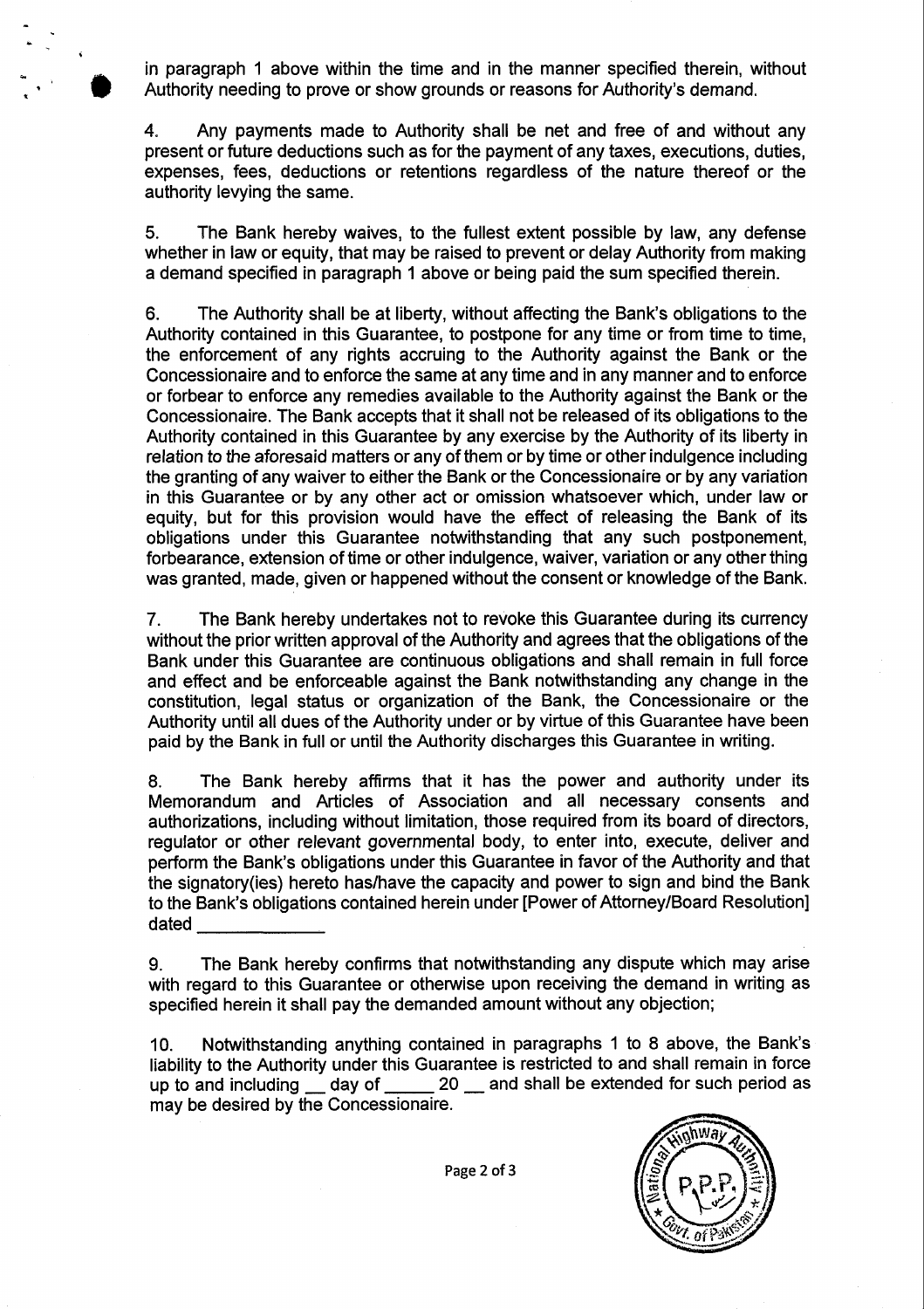in paragraph 1 above within the time and in the manner specified therein, without Authority needing to prove or show grounds or reasons for Authority's demand.

4. Any payments made to Authority shall be net and free of and without any present or future deductions such as for the payment of any taxes, executions, duties, expenses, fees, deductions or retentions regardless of the nature thereof or the authority levying the same.

5. The Bank hereby waives, to the fullest extent possible by law, any defense whether in law or equity, that may be raised to prevent or delay Authority from making a demand specified in paragraph 1 above or being paid the sum specified therein.

6. The Authority shall be at liberty, without affecting the Bank's obligations to the Authority contained in this Guarantee, to postpone for any time or from time to time, the enforcement of any rights accruing to the Authority against the Bank or the Concessionaire and to enforce the same at any time and in any manner and to enforce or forbear to enforce any remedies available to the Authority against the Bank or the Concessionaire. The Bank accepts that it shall not be released of its obligations to the Authority contained in this Guarantee by any exercise by the Authority of its liberty in relation to the aforesaid matters or any of them or by time or other indulgence including the granting of any waiver to either the Bank or the Concessionaire or by any variation in this Guarantee or by any other act or omission whatsoever which, under law or equity, but for this provision would have the effect of releasing the Bank of its obligations under this Guarantee notwithstanding that any such postponement, forbearance, extension of time or other indulgence, waiver, variation or any other thing was granted, made, given or happened without the consent or knowledge of the Bank.

7. The Bank hereby undertakes not to revoke this Guarantee during its currency without the prior written approval of the Authority and agrees that the obligations of the Bank under this Guarantee are continuous obligations and shall remain in full force and effect and be enforceable against the Bank notwithstanding any change in the constitution, legal status or organization of the Bank, the Concessionaire or the Authority until all dues of the Authority under or by virtue of this Guarantee have been paid by the Bank in full or until the Authority discharges this Guarantee in writing.

8. The Bank hereby affirms that it has the power and authority under its Memorandum and Articles of Association and all necessary consents and authorizations, including without limitation, those required from its board of directors, regulator or other relevant governmental body, to enter into, execute, deliver and perform the Bank's obligations under this Guarantee in favor of the Authority and that the signatory(ies) hereto has/have the capacity and power to sign and bind the Bank to the Bank's obligations contained herein under [Power of Attorney/Board Resolution] dated ____________

9. The Bank hereby confirms that notwithstanding any dispute which may arise with regard to this Guarantee or otherwise upon receiving the demand in writing as specified herein it shall pay the demanded amount without any objection;

10. Notwithstanding anything contained in paragraphs 1 to 8 above, the Bank's liability to the Authority under this Guarantee is restricted to and shall remain in force up to and including __ day of _____ 20 __ and shall be extended for such period as may be desired by the Concessionaire.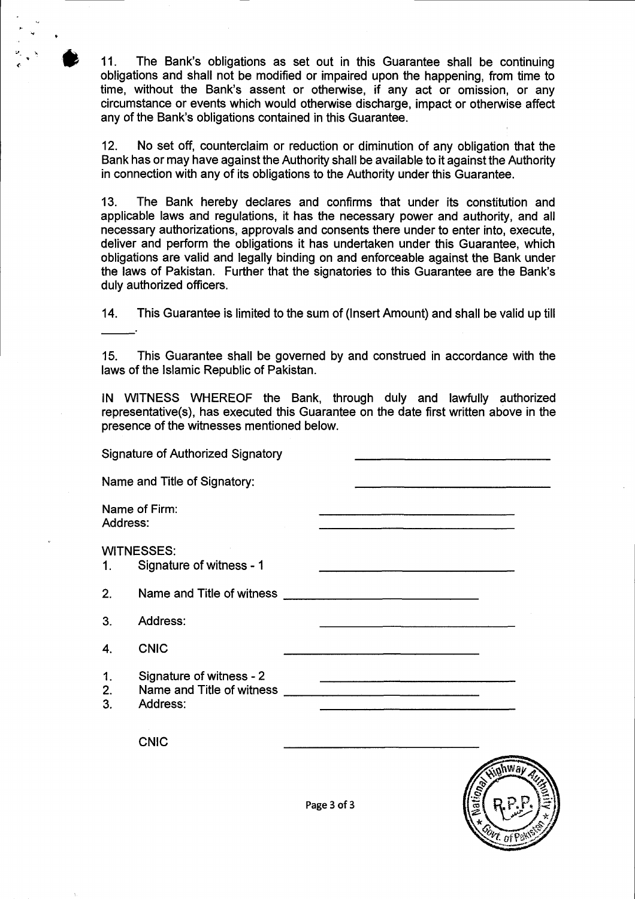11. The Bank's obligations as set out in this Guarantee shall be continuing obligations and shall not be modified or impaired upon the happening, from time to time, without the Bank's assent or otherwise, if any act or omission, or any circumstance or events which would otherwise discharge, impact or otherwise affect any of the Bank's obligations contained in this Guarantee.

12. No set off, counterclaim or reduction or diminution of any obligation that the Bank has or may have against the Authority shall be available to it against the Authority in connection with any of its obligations to the Authority under this Guarantee.

13. The Bank hereby declares and confirms that under its constitution and applicable laws and regulations, it has the necessary power and authority, and all necessary authorizations, approvals and consents there under to enter into, execute, deliver and perform the obligations it has undertaken under this Guarantee, which obligations are valid and legally binding on and enforceable against the Bank under the laws of Pakistan. Further that the signatories to this Guarantee are the Bank's duly authorized officers.

14. This Guarantee is limited to the sum of (Insert Amount) and shall be valid up till ______.

15. This Guarantee shall be governed by and construed in accordance with the laws of the Islamic Republic of Pakistan.

IN WITNESS WHEREOF the Bank, through duly and lawfully authorized representative(s), has executed this Guarantee on the date first written above in the presence of the witnesses mentioned below.

Signature of Authorized Signatory ______________________

Name and Title of Signatory: ______________________

Name of Firm: ______________________
Address: ______________________

WITNESSES:

1. Signature of witness - 1 ______________________
2. Name and Title of witness ______________________
3. Address: ______________________
4. CNIC ______________________

1. Signature of witness - 2 ______________________
2. Name and Title of witness ______________________
3. Address: ______________________

CNIC ______________________